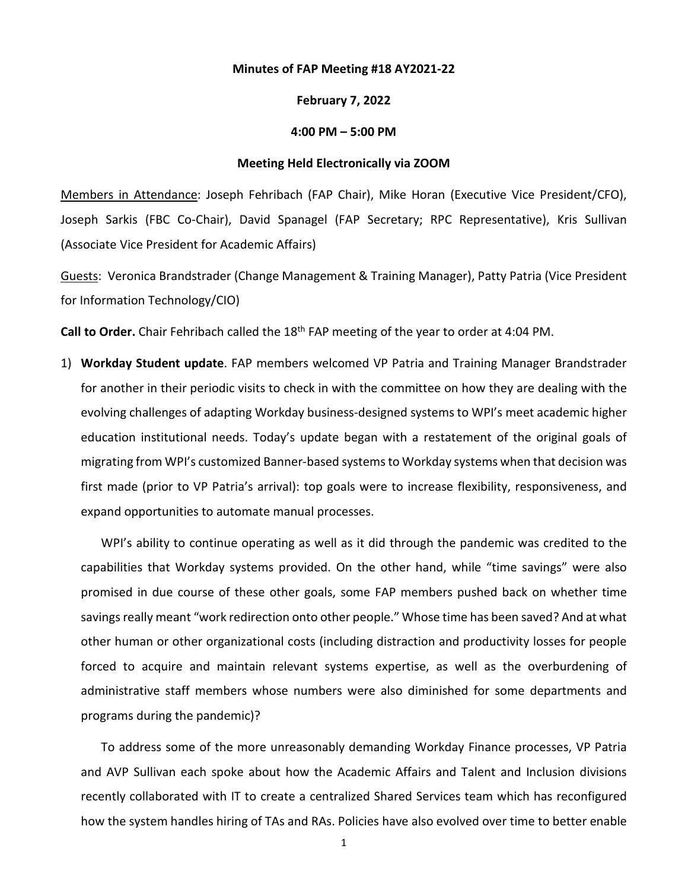**Minutes of FAP Meeting #18 AY2021-22**

**February 7, 2022**

**4:00 PM – 5:00 PM**

**Meeting Held Electronically via ZOOM**

Members in Attendance: Joseph Fehribach (FAP Chair), Mike Horan (Executive Vice President/CFO), Joseph Sarkis (FBC Co-Chair), David Spanagel (FAP Secretary; RPC Representative), Kris Sullivan (Associate Vice President for Academic Affairs)

Guests: Veronica Brandstrader (Change Management & Training Manager), Patty Patria (Vice President for Information Technology/CIO)

**Call to Order.** Chair Fehribach called the 18th FAP meeting of the year to order at 4:04 PM.

1) **Workday Student update**. FAP members welcomed VP Patria and Training Manager Brandstrader for another in their periodic visits to check in with the committee on how they are dealing with the evolving challenges of adapting Workday business-designed systems to WPI's meet academic higher education institutional needs. Today's update began with a restatement of the original goals of migrating from WPI's customized Banner-based systems to Workday systems when that decision was first made (prior to VP Patria's arrival): top goals were to increase flexibility, responsiveness, and expand opportunities to automate manual processes.

   WPI's ability to continue operating as well as it did through the pandemic was credited to the capabilities that Workday systems provided. On the other hand, while "time savings" were also promised in due course of these other goals, some FAP members pushed back on whether time savings really meant "work redirection onto other people." Whose time has been saved? And at what other human or other organizational costs (including distraction and productivity losses for people forced to acquire and maintain relevant systems expertise, as well as the overburdening of administrative staff members whose numbers were also diminished for some departments and programs during the pandemic)?

   To address some of the more unreasonably demanding Workday Finance processes, VP Patria and AVP Sullivan each spoke about how the Academic Affairs and Talent and Inclusion divisions recently collaborated with IT to create a centralized Shared Services team which has reconfigured how the system handles hiring of TAs and RAs. Policies have also evolved over time to better enable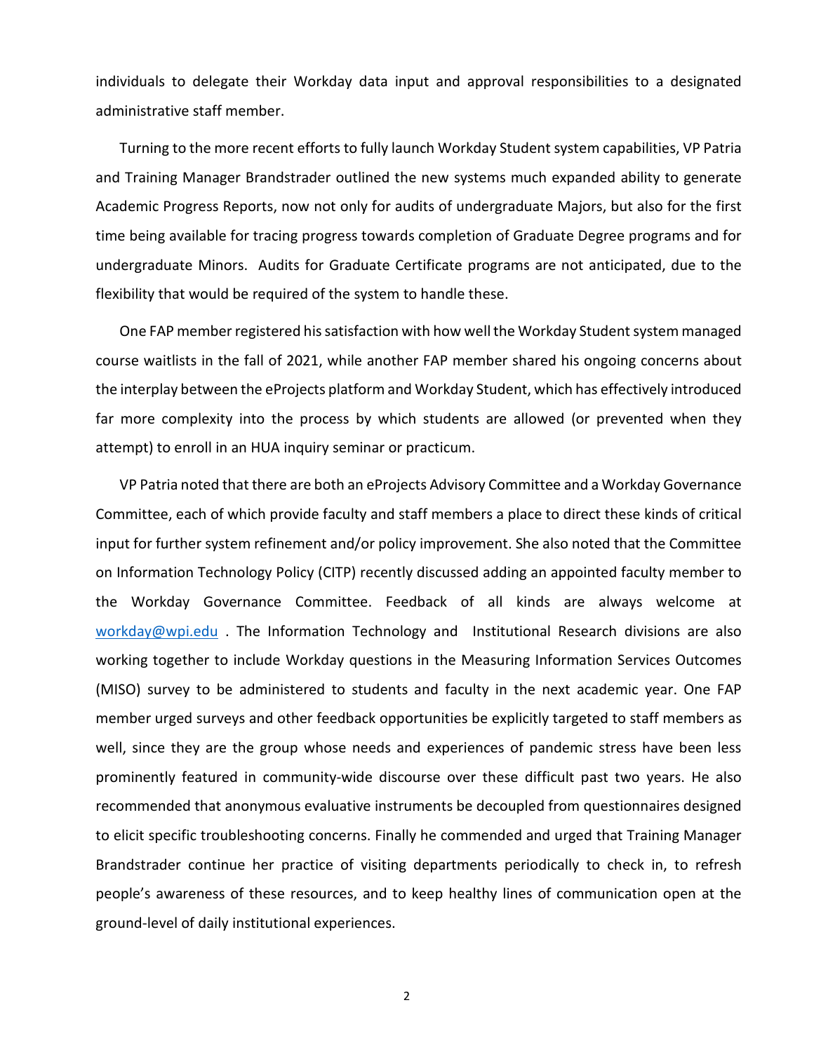individuals to delegate their Workday data input and approval responsibilities to a designated administrative staff member.

Turning to the more recent efforts to fully launch Workday Student system capabilities, VP Patria and Training Manager Brandstrader outlined the new systems much expanded ability to generate Academic Progress Reports, now not only for audits of undergraduate Majors, but also for the first time being available for tracing progress towards completion of Graduate Degree programs and for undergraduate Minors. Audits for Graduate Certificate programs are not anticipated, due to the flexibility that would be required of the system to handle these.

One FAP member registered his satisfaction with how well the Workday Student system managed course waitlists in the fall of 2021, while another FAP member shared his ongoing concerns about the interplay between the eProjects platform and Workday Student, which has effectively introduced far more complexity into the process by which students are allowed (or prevented when they attempt) to enroll in an HUA inquiry seminar or practicum.

VP Patria noted that there are both an eProjects Advisory Committee and a Workday Governance Committee, each of which provide faculty and staff members a place to direct these kinds of critical input for further system refinement and/or policy improvement. She also noted that the Committee on Information Technology Policy (CITP) recently discussed adding an appointed faculty member to the Workday Governance Committee. Feedback of all kinds are always welcome at workday@wpi.edu . The Information Technology and Institutional Research divisions are also working together to include Workday questions in the Measuring Information Services Outcomes (MISO) survey to be administered to students and faculty in the next academic year. One FAP member urged surveys and other feedback opportunities be explicitly targeted to staff members as well, since they are the group whose needs and experiences of pandemic stress have been less prominently featured in community-wide discourse over these difficult past two years. He also recommended that anonymous evaluative instruments be decoupled from questionnaires designed to elicit specific troubleshooting concerns. Finally he commended and urged that Training Manager Brandstrader continue her practice of visiting departments periodically to check in, to refresh people's awareness of these resources, and to keep healthy lines of communication open at the ground-level of daily institutional experiences.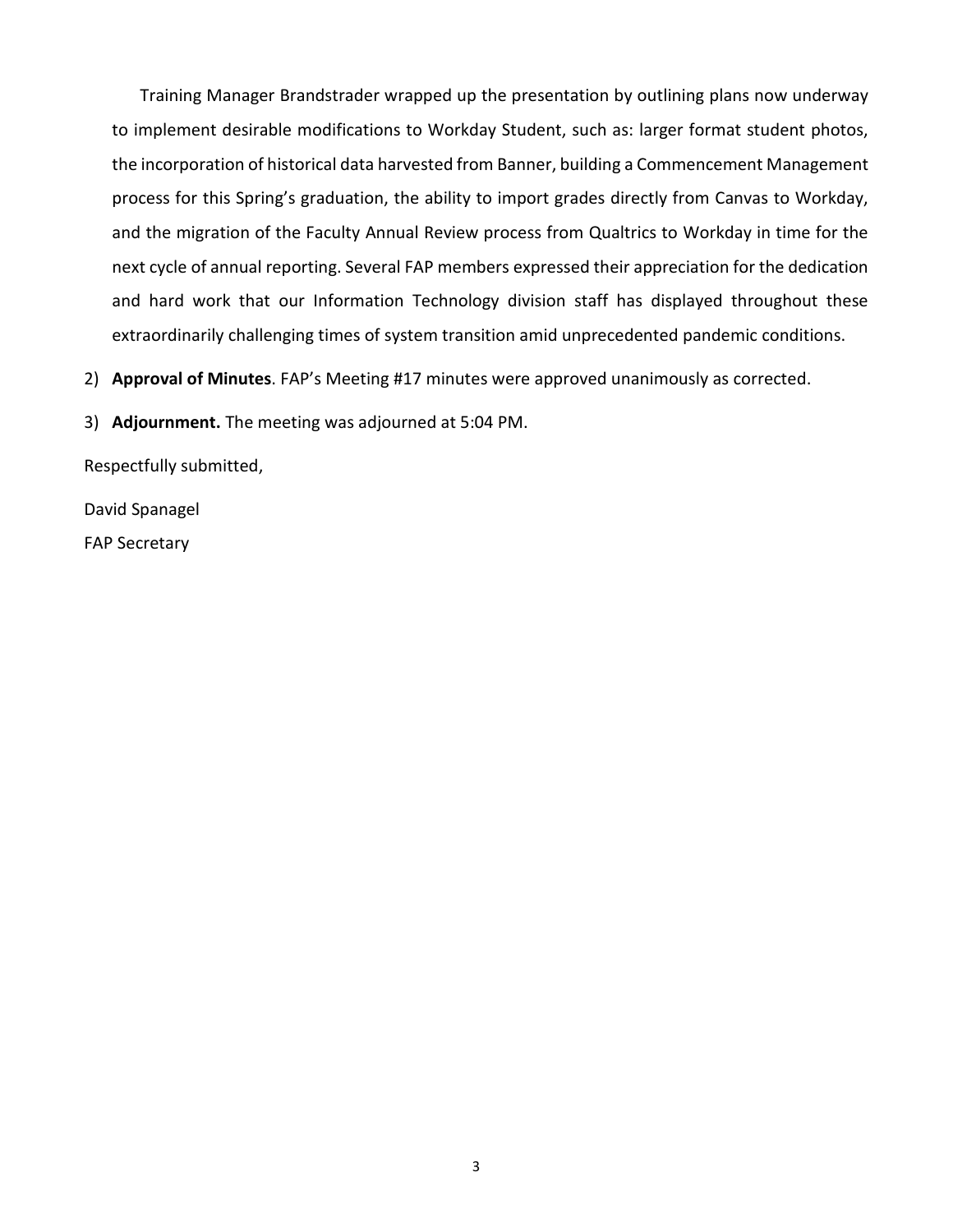Training Manager Brandstrader wrapped up the presentation by outlining plans now underway to implement desirable modifications to Workday Student, such as: larger format student photos, the incorporation of historical data harvested from Banner, building a Commencement Management process for this Spring's graduation, the ability to import grades directly from Canvas to Workday, and the migration of the Faculty Annual Review process from Qualtrics to Workday in time for the next cycle of annual reporting. Several FAP members expressed their appreciation for the dedication and hard work that our Information Technology division staff has displayed throughout these extraordinarily challenging times of system transition amid unprecedented pandemic conditions.

2) **Approval of Minutes**. FAP's Meeting #17 minutes were approved unanimously as corrected.

3) **Adjournment.** The meeting was adjourned at 5:04 PM.

Respectfully submitted,

David Spanagel

FAP Secretary